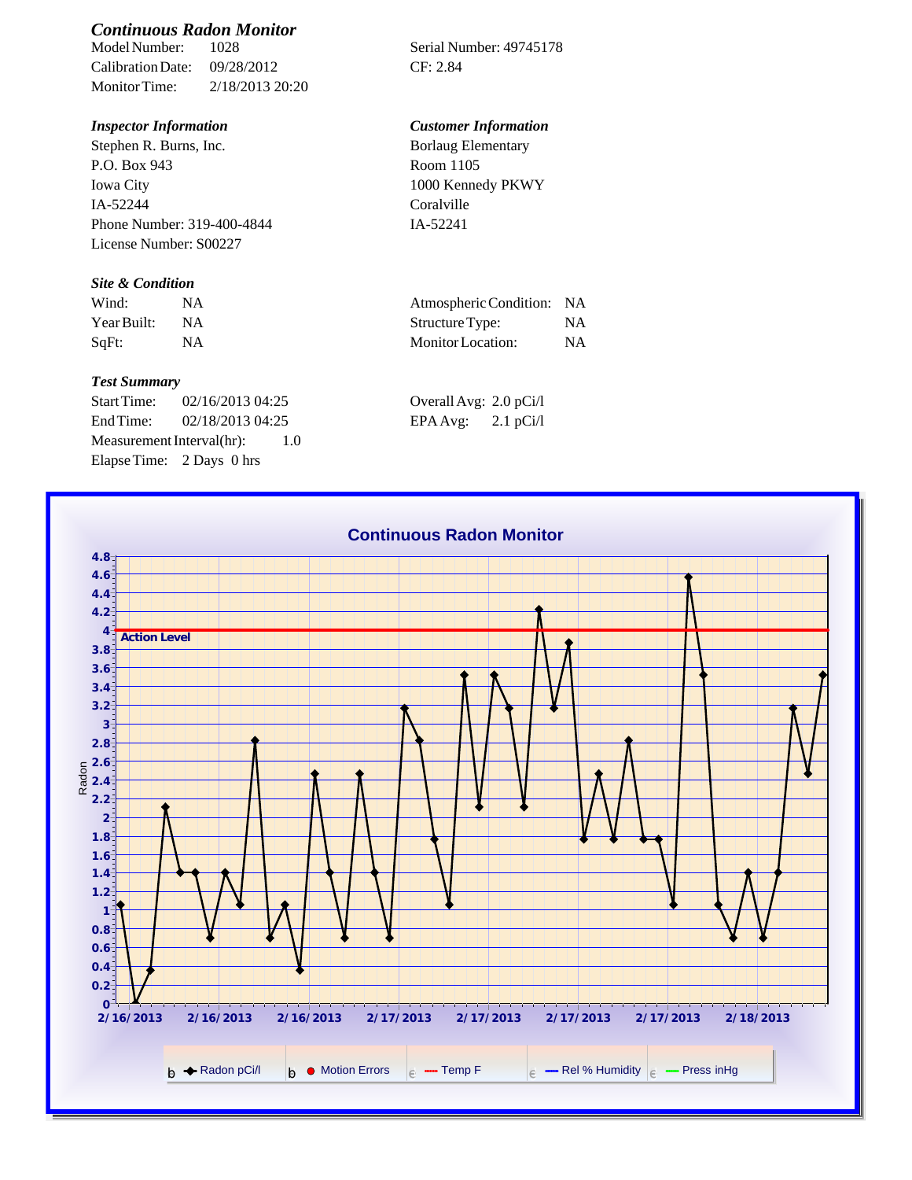## *Continuous Radon Monitor*

Model Number: 1028
Calibration Date: 09/28/2012
Monitor Time: 2/18/2013 20:20

Serial Number: 49745178
CF: 2.84

### *Inspector Information*

Stephen R. Burns, Inc.
P.O. Box 943
Iowa City
IA-52244
Phone Number: 319-400-4844
License Number: S00227

### *Customer Information*

Borlaug Elementary
Room 1105
1000 Kennedy PKWY
Coralville
IA-52241

### *Site & Condition*

| | | | |
|---|---|---|---|
| Wind: | NA | Atmospheric Condition: | NA |
| Year Built: | NA | Structure Type: | NA |
| SqFt: | NA | Monitor Location: | NA |

### *Test Summary*

Start Time: 02/16/2013 04:25
End Time: 02/18/2013 04:25
Measurement Interval(hr): 1.0
Elapse Time: 2 Days 0 hrs

Overall Avg: 2.0 pCi/l
EPA Avg: 2.1 pCi/l

**Continuous Radon Monitor**

Radon (chart, y-axis 0–4.8; Action Level at 4; x-axis 2/16/2013 – 2/18/2013)

Legend: Radon pCi/l | Motion Errors | Temp F | Rel % Humidity | Press inHg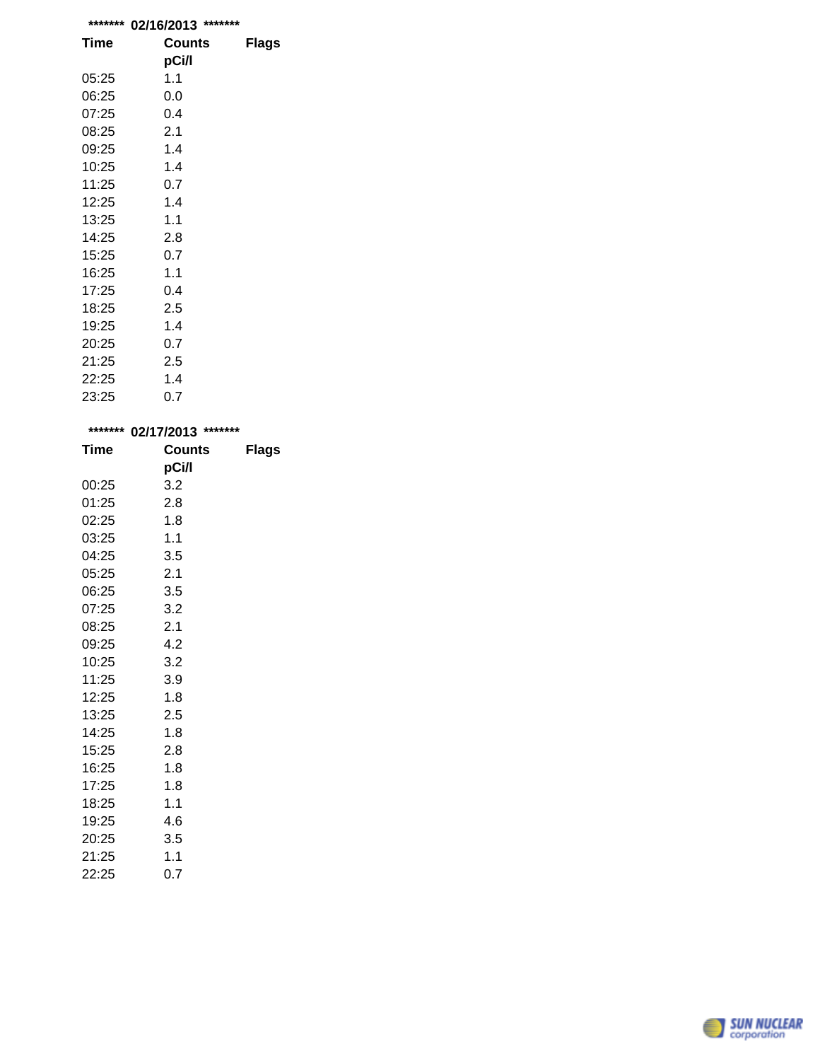******* 02/16/2013 *******

| Time | Counts pCi/l | Flags |
|---|---|---|
| 05:25 | 1.1 | |
| 06:25 | 0.0 | |
| 07:25 | 0.4 | |
| 08:25 | 2.1 | |
| 09:25 | 1.4 | |
| 10:25 | 1.4 | |
| 11:25 | 0.7 | |
| 12:25 | 1.4 | |
| 13:25 | 1.1 | |
| 14:25 | 2.8 | |
| 15:25 | 0.7 | |
| 16:25 | 1.1 | |
| 17:25 | 0.4 | |
| 18:25 | 2.5 | |
| 19:25 | 1.4 | |
| 20:25 | 0.7 | |
| 21:25 | 2.5 | |
| 22:25 | 1.4 | |
| 23:25 | 0.7 | |

******* 02/17/2013 *******

| Time | Counts pCi/l | Flags |
|---|---|---|
| 00:25 | 3.2 | |
| 01:25 | 2.8 | |
| 02:25 | 1.8 | |
| 03:25 | 1.1 | |
| 04:25 | 3.5 | |
| 05:25 | 2.1 | |
| 06:25 | 3.5 | |
| 07:25 | 3.2 | |
| 08:25 | 2.1 | |
| 09:25 | 4.2 | |
| 10:25 | 3.2 | |
| 11:25 | 3.9 | |
| 12:25 | 1.8 | |
| 13:25 | 2.5 | |
| 14:25 | 1.8 | |
| 15:25 | 2.8 | |
| 16:25 | 1.8 | |
| 17:25 | 1.8 | |
| 18:25 | 1.1 | |
| 19:25 | 4.6 | |
| 20:25 | 3.5 | |
| 21:25 | 1.1 | |
| 22:25 | 0.7 | |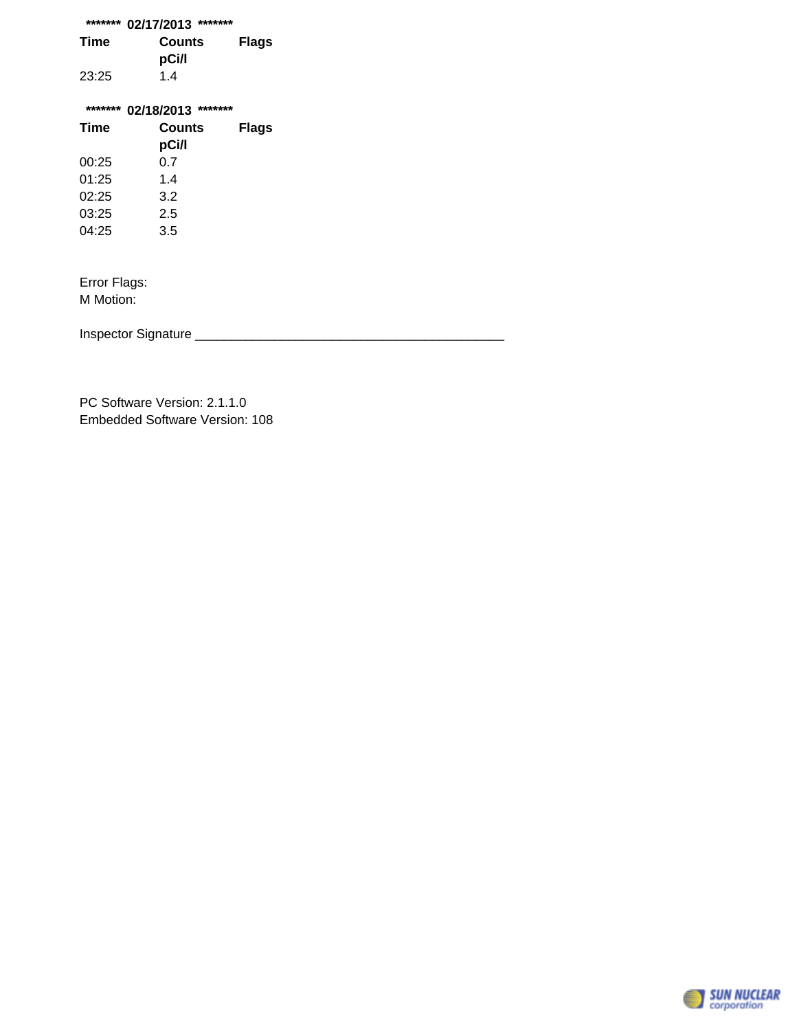**\*\*\*\*\*\*\* 02/17/2013 \*\*\*\*\*\*\***

| Time | Counts pCi/l | Flags |
| --- | --- | --- |
| 23:25 | 1.4 | |

**\*\*\*\*\*\*\* 02/18/2013 \*\*\*\*\*\*\***

| Time | Counts pCi/l | Flags |
| --- | --- | --- |
| 00:25 | 0.7 | |
| 01:25 | 1.4 | |
| 02:25 | 3.2 | |
| 03:25 | 2.5 | |
| 04:25 | 3.5 | |

Error Flags:
M Motion:

Inspector Signature ___________________________________________

PC Software Version: 2.1.1.0
Embedded Software Version: 108

SUN NUCLEAR corporation